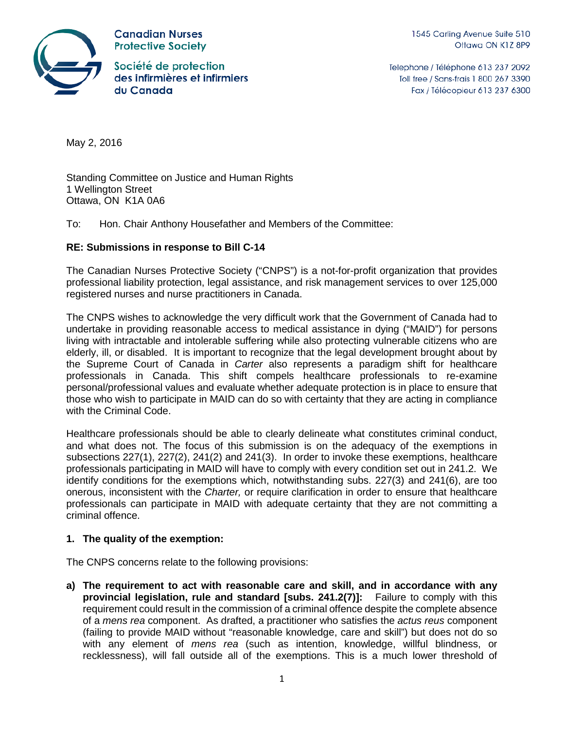Canadian Nurses Protective Society

Société de protection des infirmières et infirmiers du Canada

1545 Carling Avenue Suite 510
Ottawa ON K1Z 8P9

Telephone / Téléphone 613 237 2092
Toll free / Sans-frais 1 800 267 3390
Fax / Télécopieur 613 237 6300

May 2, 2016

Standing Committee on Justice and Human Rights
1 Wellington Street
Ottawa, ON K1A 0A6

To: Hon. Chair Anthony Housefather and Members of the Committee:

**RE: Submissions in response to Bill C-14**

The Canadian Nurses Protective Society ("CNPS") is a not-for-profit organization that provides professional liability protection, legal assistance, and risk management services to over 125,000 registered nurses and nurse practitioners in Canada.

The CNPS wishes to acknowledge the very difficult work that the Government of Canada had to undertake in providing reasonable access to medical assistance in dying ("MAID") for persons living with intractable and intolerable suffering while also protecting vulnerable citizens who are elderly, ill, or disabled. It is important to recognize that the legal development brought about by the Supreme Court of Canada in *Carter* also represents a paradigm shift for healthcare professionals in Canada. This shift compels healthcare professionals to re-examine personal/professional values and evaluate whether adequate protection is in place to ensure that those who wish to participate in MAID can do so with certainty that they are acting in compliance with the Criminal Code.

Healthcare professionals should be able to clearly delineate what constitutes criminal conduct, and what does not. The focus of this submission is on the adequacy of the exemptions in subsections 227(1), 227(2), 241(2) and 241(3). In order to invoke these exemptions, healthcare professionals participating in MAID will have to comply with every condition set out in 241.2. We identify conditions for the exemptions which, notwithstanding subs. 227(3) and 241(6), are too onerous, inconsistent with the *Charter,* or require clarification in order to ensure that healthcare professionals can participate in MAID with adequate certainty that they are not committing a criminal offence.

**1. The quality of the exemption:**

The CNPS concerns relate to the following provisions:

a) **The requirement to act with reasonable care and skill, and in accordance with any provincial legislation, rule and standard [subs. 241.2(7)]:** Failure to comply with this requirement could result in the commission of a criminal offence despite the complete absence of a *mens rea* component. As drafted, a practitioner who satisfies the *actus reus* component (failing to provide MAID without "reasonable knowledge, care and skill") but does not do so with any element of *mens rea* (such as intention, knowledge, willful blindness, or recklessness), will fall outside all of the exemptions. This is a much lower threshold of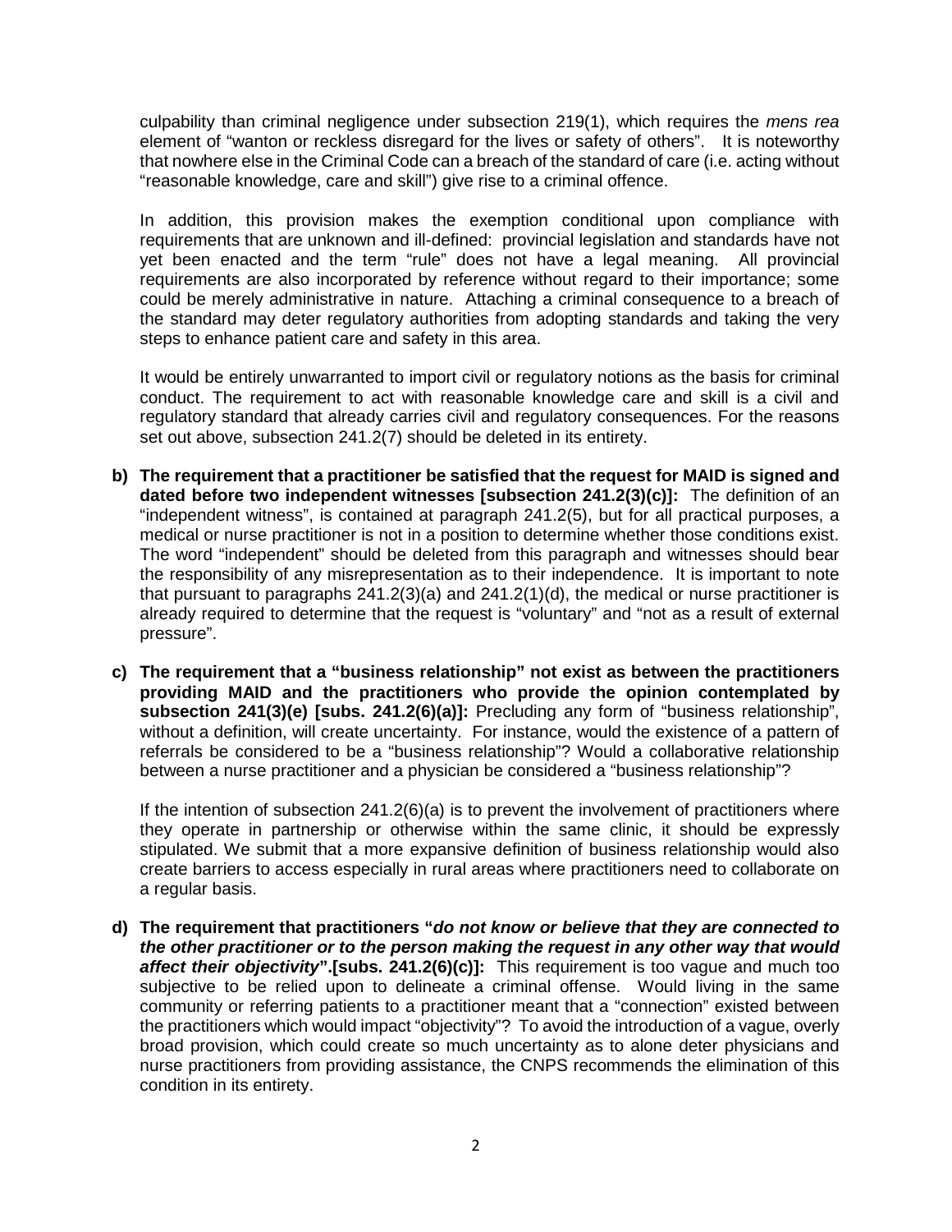culpability than criminal negligence under subsection 219(1), which requires the *mens rea* element of "wanton or reckless disregard for the lives or safety of others". It is noteworthy that nowhere else in the Criminal Code can a breach of the standard of care (i.e. acting without "reasonable knowledge, care and skill") give rise to a criminal offence.

In addition, this provision makes the exemption conditional upon compliance with requirements that are unknown and ill-defined: provincial legislation and standards have not yet been enacted and the term "rule" does not have a legal meaning. All provincial requirements are also incorporated by reference without regard to their importance; some could be merely administrative in nature. Attaching a criminal consequence to a breach of the standard may deter regulatory authorities from adopting standards and taking the very steps to enhance patient care and safety in this area.

It would be entirely unwarranted to import civil or regulatory notions as the basis for criminal conduct. The requirement to act with reasonable knowledge care and skill is a civil and regulatory standard that already carries civil and regulatory consequences. For the reasons set out above, subsection 241.2(7) should be deleted in its entirety.

b) **The requirement that a practitioner be satisfied that the request for MAID is signed and dated before two independent witnesses [subsection 241.2(3)(c)]:** The definition of an "independent witness", is contained at paragraph 241.2(5), but for all practical purposes, a medical or nurse practitioner is not in a position to determine whether those conditions exist. The word "independent" should be deleted from this paragraph and witnesses should bear the responsibility of any misrepresentation as to their independence. It is important to note that pursuant to paragraphs 241.2(3)(a) and 241.2(1)(d), the medical or nurse practitioner is already required to determine that the request is "voluntary" and "not as a result of external pressure".

c) **The requirement that a "business relationship" not exist as between the practitioners providing MAID and the practitioners who provide the opinion contemplated by subsection 241(3)(e) [subs. 241.2(6)(a)]:** Precluding any form of "business relationship", without a definition, will create uncertainty. For instance, would the existence of a pattern of referrals be considered to be a "business relationship"? Would a collaborative relationship between a nurse practitioner and a physician be considered a "business relationship"?

   If the intention of subsection 241.2(6)(a) is to prevent the involvement of practitioners where they operate in partnership or otherwise within the same clinic, it should be expressly stipulated. We submit that a more expansive definition of business relationship would also create barriers to access especially in rural areas where practitioners need to collaborate on a regular basis.

d) **The requirement that practitioners "*do not know or believe that they are connected to the other practitioner or to the person making the request in any other way that would affect their objectivity*".[subs. 241.2(6)(c)]:** This requirement is too vague and much too subjective to be relied upon to delineate a criminal offense. Would living in the same community or referring patients to a practitioner meant that a "connection" existed between the practitioners which would impact "objectivity"? To avoid the introduction of a vague, overly broad provision, which could create so much uncertainty as to alone deter physicians and nurse practitioners from providing assistance, the CNPS recommends the elimination of this condition in its entirety.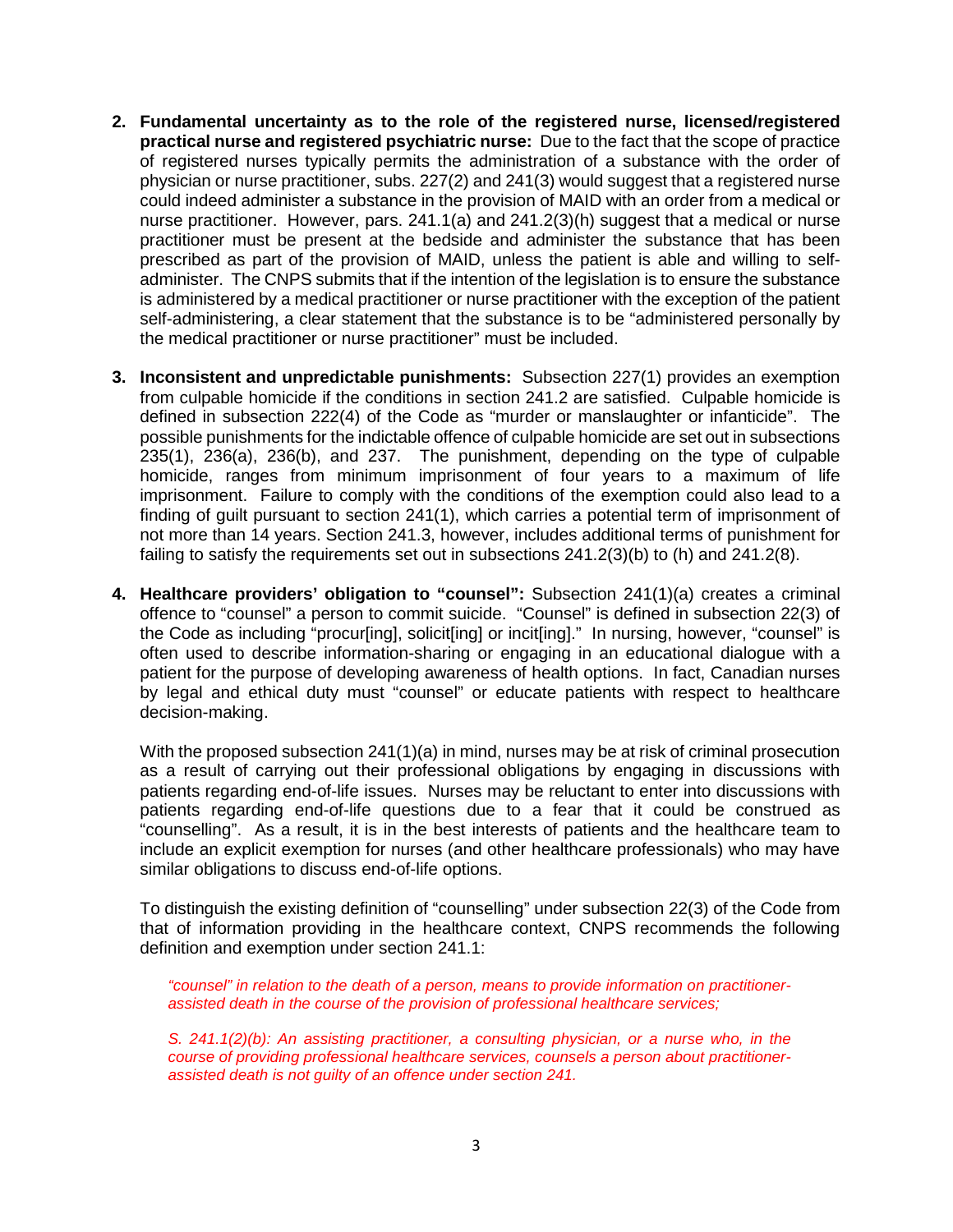2. **Fundamental uncertainty as to the role of the registered nurse, licensed/registered practical nurse and registered psychiatric nurse:** Due to the fact that the scope of practice of registered nurses typically permits the administration of a substance with the order of physician or nurse practitioner, subs. 227(2) and 241(3) would suggest that a registered nurse could indeed administer a substance in the provision of MAID with an order from a medical or nurse practitioner. However, pars. 241.1(a) and 241.2(3)(h) suggest that a medical or nurse practitioner must be present at the bedside and administer the substance that has been prescribed as part of the provision of MAID, unless the patient is able and willing to self-administer. The CNPS submits that if the intention of the legislation is to ensure the substance is administered by a medical practitioner or nurse practitioner with the exception of the patient self-administering, a clear statement that the substance is to be "administered personally by the medical practitioner or nurse practitioner" must be included.

3. **Inconsistent and unpredictable punishments:** Subsection 227(1) provides an exemption from culpable homicide if the conditions in section 241.2 are satisfied. Culpable homicide is defined in subsection 222(4) of the Code as "murder or manslaughter or infanticide". The possible punishments for the indictable offence of culpable homicide are set out in subsections 235(1), 236(a), 236(b), and 237. The punishment, depending on the type of culpable homicide, ranges from minimum imprisonment of four years to a maximum of life imprisonment. Failure to comply with the conditions of the exemption could also lead to a finding of guilt pursuant to section 241(1), which carries a potential term of imprisonment of not more than 14 years. Section 241.3, however, includes additional terms of punishment for failing to satisfy the requirements set out in subsections 241.2(3)(b) to (h) and 241.2(8).

4. **Healthcare providers' obligation to "counsel":** Subsection 241(1)(a) creates a criminal offence to "counsel" a person to commit suicide. "Counsel" is defined in subsection 22(3) of the Code as including "procur[ing], solicit[ing] or incit[ing]." In nursing, however, "counsel" is often used to describe information-sharing or engaging in an educational dialogue with a patient for the purpose of developing awareness of health options. In fact, Canadian nurses by legal and ethical duty must "counsel" or educate patients with respect to healthcare decision-making.

   With the proposed subsection 241(1)(a) in mind, nurses may be at risk of criminal prosecution as a result of carrying out their professional obligations by engaging in discussions with patients regarding end-of-life issues. Nurses may be reluctant to enter into discussions with patients regarding end-of-life questions due to a fear that it could be construed as "counselling". As a result, it is in the best interests of patients and the healthcare team to include an explicit exemption for nurses (and other healthcare professionals) who may have similar obligations to discuss end-of-life options.

   To distinguish the existing definition of "counselling" under subsection 22(3) of the Code from that of information providing in the healthcare context, CNPS recommends the following definition and exemption under section 241.1:

   *"counsel" in relation to the death of a person, means to provide information on practitioner-assisted death in the course of the provision of professional healthcare services;*

   *S. 241.1(2)(b): An assisting practitioner, a consulting physician, or a nurse who, in the course of providing professional healthcare services, counsels a person about practitioner-assisted death is not guilty of an offence under section 241.*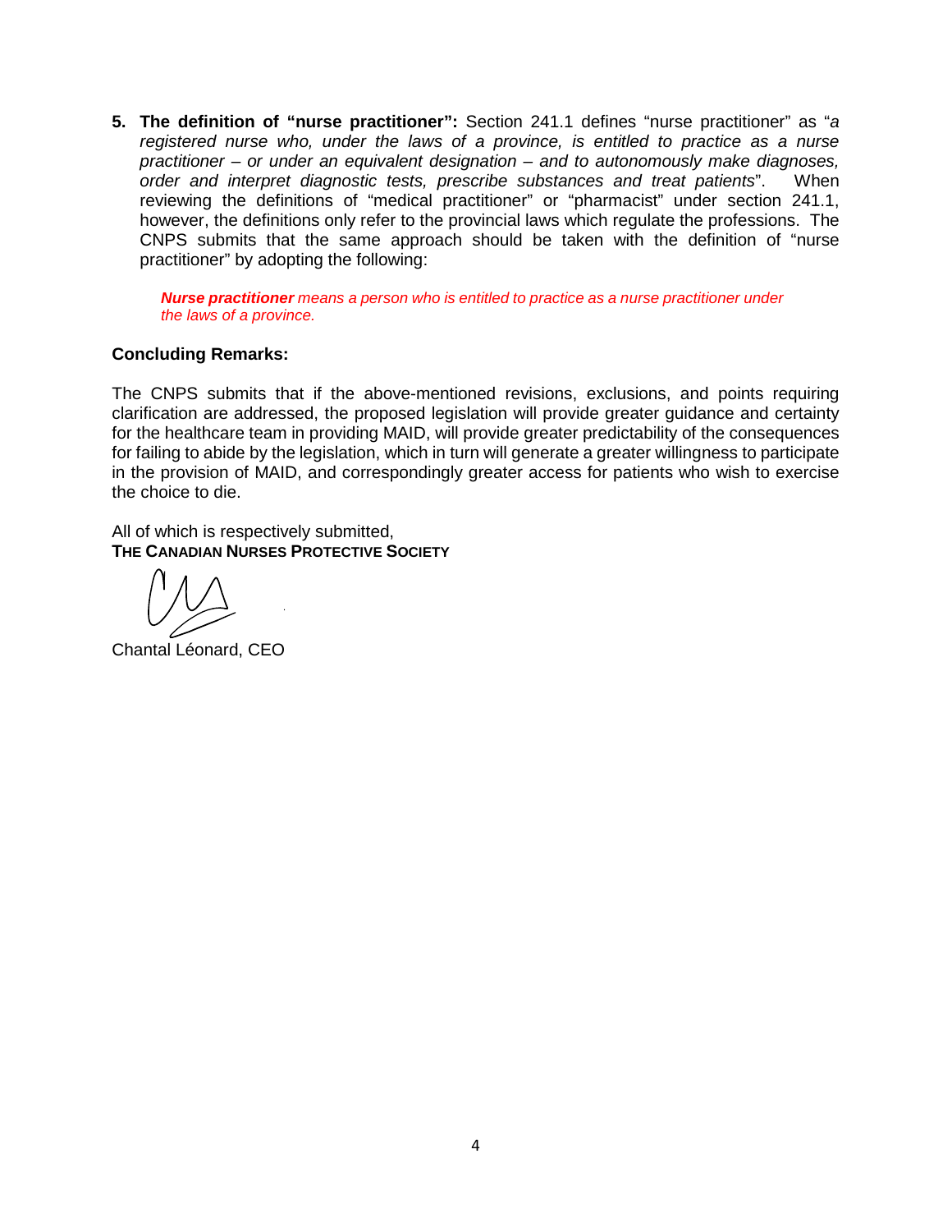5. **The definition of "nurse practitioner":** Section 241.1 defines "nurse practitioner" as "*a registered nurse who, under the laws of a province, is entitled to practice as a nurse practitioner – or under an equivalent designation – and to autonomously make diagnoses, order and interpret diagnostic tests, prescribe substances and treat patients*". When reviewing the definitions of "medical practitioner" or "pharmacist" under section 241.1, however, the definitions only refer to the provincial laws which regulate the professions. The CNPS submits that the same approach should be taken with the definition of "nurse practitioner" by adopting the following:

   ***Nurse practitioner*** *means a person who is entitled to practice as a nurse practitioner under the laws of a province.*

**Concluding Remarks:**

The CNPS submits that if the above-mentioned revisions, exclusions, and points requiring clarification are addressed, the proposed legislation will provide greater guidance and certainty for the healthcare team in providing MAID, will provide greater predictability of the consequences for failing to abide by the legislation, which in turn will generate a greater willingness to participate in the provision of MAID, and correspondingly greater access for patients who wish to exercise the choice to die.

All of which is respectively submitted,
**THE CANADIAN NURSES PROTECTIVE SOCIETY**

Chantal Léonard, CEO